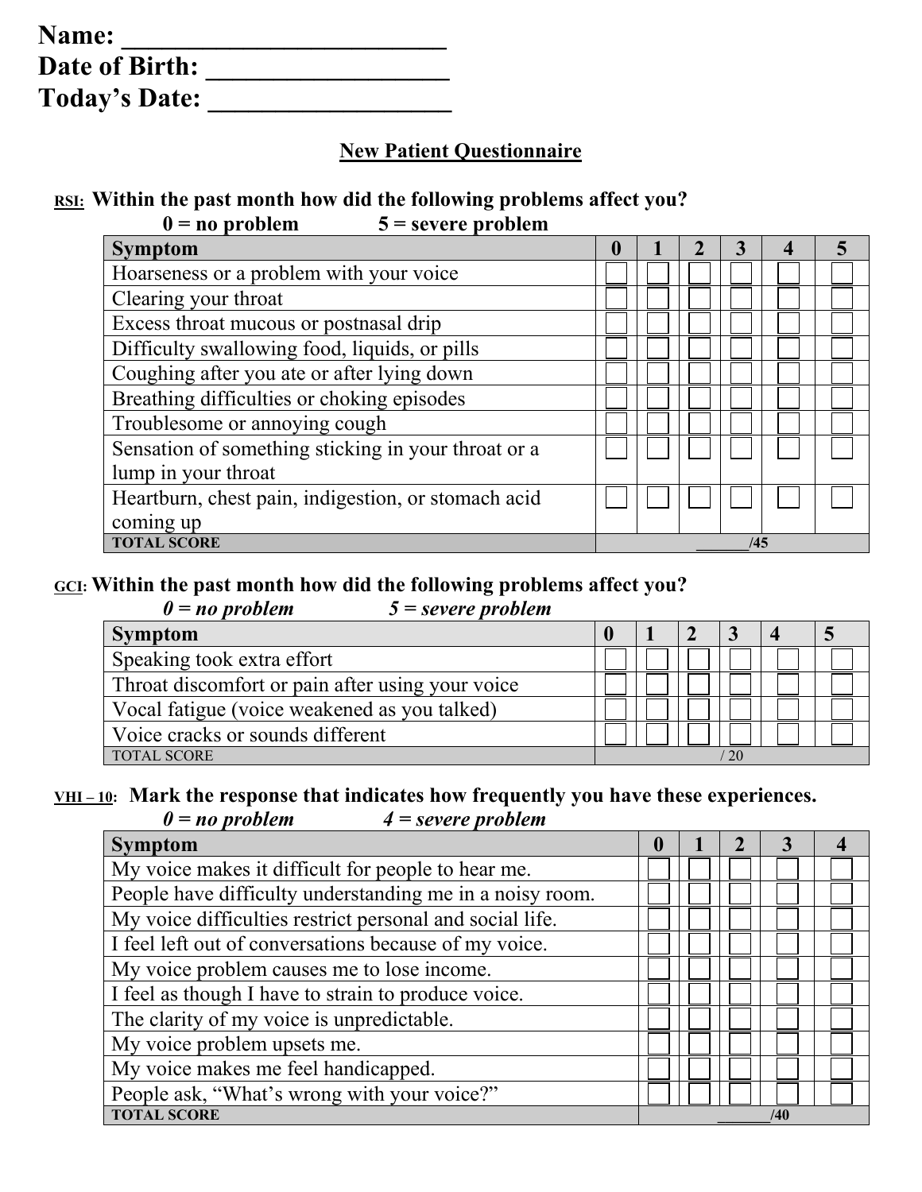**Name: ________________________**
**Date of Birth: __________________**
**Today's Date: __________________**

## New Patient Questionnaire

**RSI: Within the past month how did the following problems affect you?**
**0 = no problem 5 = severe problem**

| Symptom | 0 | 1 | 2 | 3 | 4 | 5 |
|---|---|---|---|---|---|---|
| Hoarseness or a problem with your voice | ☐ | ☐ | ☐ | ☐ | ☐ | ☐ |
| Clearing your throat | ☐ | ☐ | ☐ | ☐ | ☐ | ☐ |
| Excess throat mucous or postnasal drip | ☐ | ☐ | ☐ | ☐ | ☐ | ☐ |
| Difficulty swallowing food, liquids, or pills | ☐ | ☐ | ☐ | ☐ | ☐ | ☐ |
| Coughing after you ate or after lying down | ☐ | ☐ | ☐ | ☐ | ☐ | ☐ |
| Breathing difficulties or choking episodes | ☐ | ☐ | ☐ | ☐ | ☐ | ☐ |
| Troublesome or annoying cough | ☐ | ☐ | ☐ | ☐ | ☐ | ☐ |
| Sensation of something sticking in your throat or a lump in your throat | ☐ | ☐ | ☐ | ☐ | ☐ | ☐ |
| Heartburn, chest pain, indigestion, or stomach acid coming up | ☐ | ☐ | ☐ | ☐ | ☐ | ☐ |
| **TOTAL SCORE** | ______/45 | | | | | |

**GCI: Within the past month how did the following problems affect you?**
***0 = no problem 5 = severe problem***

| Symptom | 0 | 1 | 2 | 3 | 4 | 5 |
|---|---|---|---|---|---|---|
| Speaking took extra effort | ☐ | ☐ | ☐ | ☐ | ☐ | ☐ |
| Throat discomfort or pain after using your voice | ☐ | ☐ | ☐ | ☐ | ☐ | ☐ |
| Vocal fatigue (voice weakened as you talked) | ☐ | ☐ | ☐ | ☐ | ☐ | ☐ |
| Voice cracks or sounds different | ☐ | ☐ | ☐ | ☐ | ☐ | ☐ |
| TOTAL SCORE | / 20 | | | | | |

**VHI – 10: Mark the response that indicates how frequently you have these experiences.**
***0 = no problem 4 = severe problem***

| Symptom | 0 | 1 | 2 | 3 | 4 |
|---|---|---|---|---|---|
| My voice makes it difficult for people to hear me. | ☐ | ☐ | ☐ | ☐ | ☐ |
| People have difficulty understanding me in a noisy room. | ☐ | ☐ | ☐ | ☐ | ☐ |
| My voice difficulties restrict personal and social life. | ☐ | ☐ | ☐ | ☐ | ☐ |
| I feel left out of conversations because of my voice. | ☐ | ☐ | ☐ | ☐ | ☐ |
| My voice problem causes me to lose income. | ☐ | ☐ | ☐ | ☐ | ☐ |
| I feel as though I have to strain to produce voice. | ☐ | ☐ | ☐ | ☐ | ☐ |
| The clarity of my voice is unpredictable. | ☐ | ☐ | ☐ | ☐ | ☐ |
| My voice problem upsets me. | ☐ | ☐ | ☐ | ☐ | ☐ |
| My voice makes me feel handicapped. | ☐ | ☐ | ☐ | ☐ | ☐ |
| People ask, "What's wrong with your voice?" | ☐ | ☐ | ☐ | ☐ | ☐ |
| **TOTAL SCORE** | _______/40 | | | | |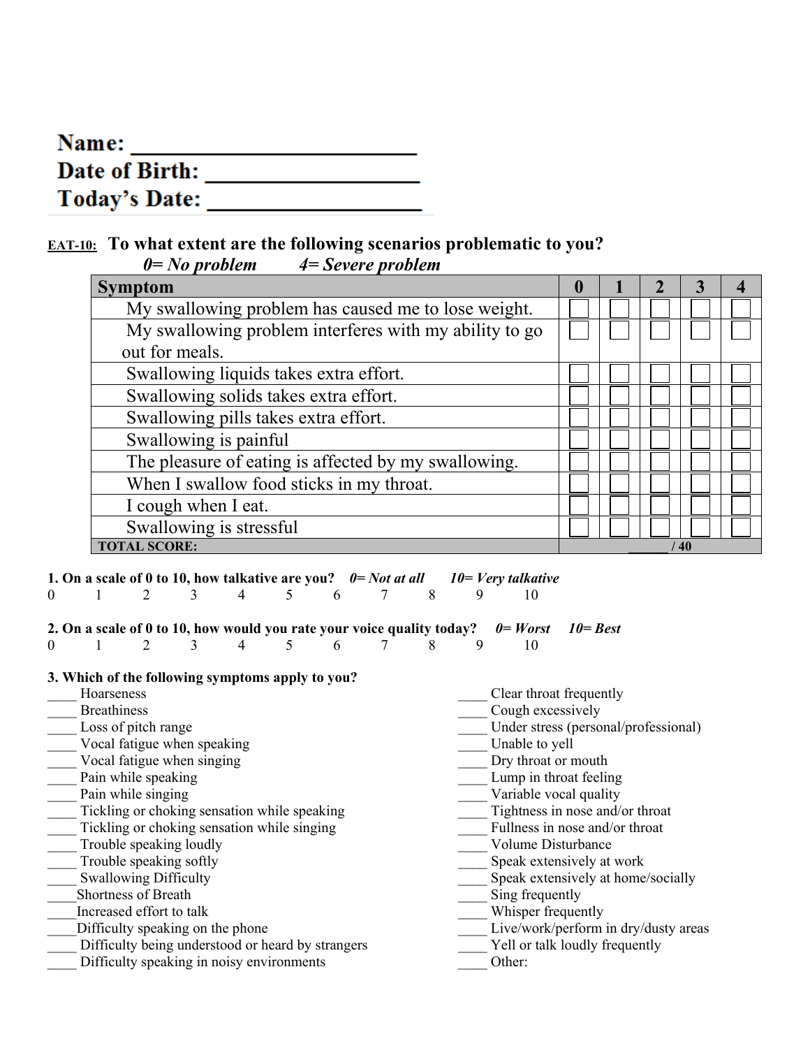**Name:** ________________________
**Date of Birth:** ___________________
**Today's Date:** ___________________

**EAT-10:** **To what extent are the following scenarios problematic to you?**
***0= No problem    4= Severe problem***

| Symptom | 0 | 1 | 2 | 3 | 4 |
|---|---|---|---|---|---|
| My swallowing problem has caused me to lose weight. | ☐ | ☐ | ☐ | ☐ | ☐ |
| My swallowing problem interferes with my ability to go out for meals. | ☐ | ☐ | ☐ | ☐ | ☐ |
| Swallowing liquids takes extra effort. | ☐ | ☐ | ☐ | ☐ | ☐ |
| Swallowing solids takes extra effort. | ☐ | ☐ | ☐ | ☐ | ☐ |
| Swallowing pills takes extra effort. | ☐ | ☐ | ☐ | ☐ | ☐ |
| Swallowing is painful | ☐ | ☐ | ☐ | ☐ | ☐ |
| The pleasure of eating is affected by my swallowing. | ☐ | ☐ | ☐ | ☐ | ☐ |
| When I swallow food sticks in my throat. | ☐ | ☐ | ☐ | ☐ | ☐ |
| I cough when I eat. | ☐ | ☐ | ☐ | ☐ | ☐ |
| Swallowing is stressful | ☐ | ☐ | ☐ | ☐ | ☐ |
| **TOTAL SCORE:** | ______ / 40 | | | | |

**1. On a scale of 0 to 10, how talkative are you?** ***0= Not at all    10= Very talkative***

0    1    2    3    4    5    6    7    8    9    10

**2. On a scale of 0 to 10, how would you rate your voice quality today?** ***0= Worst    10= Best***

0    1    2    3    4    5    6    7    8    9    10

**3. Which of the following symptoms apply to you?**

____ Hoarseness
____ Breathiness
____ Loss of pitch range
____ Vocal fatigue when speaking
____ Vocal fatigue when singing
____ Pain while speaking
____ Pain while singing
____ Tickling or choking sensation while speaking
____ Tickling or choking sensation while singing
____ Trouble speaking loudly
____ Trouble speaking softly
____ Swallowing Difficulty
____Shortness of Breath
____Increased effort to talk
____Difficulty speaking on the phone
____ Difficulty being understood or heard by strangers
____ Difficulty speaking in noisy environments
____ Clear throat frequently
____ Cough excessively
____ Under stress (personal/professional)
____ Unable to yell
____ Dry throat or mouth
____ Lump in throat feeling
____ Variable vocal quality
____ Tightness in nose and/or throat
____ Fullness in nose and/or throat
____ Volume Disturbance
____ Speak extensively at work
____ Speak extensively at home/socially
____ Sing frequently
____ Whisper frequently
____ Live/work/perform in dry/dusty areas
____ Yell or talk loudly frequently
____ Other: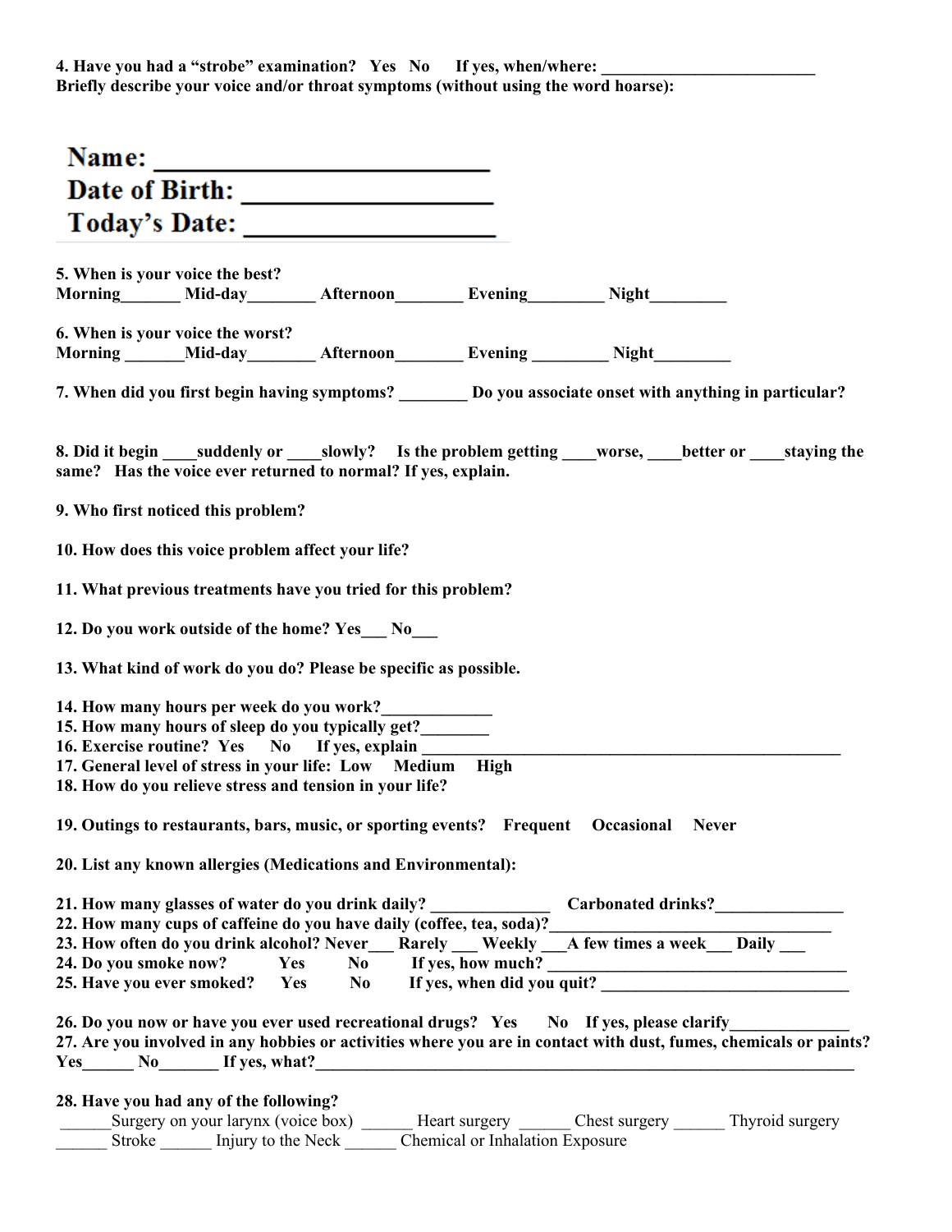**4. Have you had a "strobe" examination? Yes No If yes, when/where: \_\_\_\_\_\_\_\_\_\_\_\_\_\_\_\_\_\_\_\_\_\_\_\_\_\_**
**Briefly describe your voice and/or throat symptoms (without using the word hoarse):**

**Name: \_\_\_\_\_\_\_\_\_\_\_\_\_\_\_\_\_\_\_\_\_\_\_\_\_\_**
**Date of Birth: \_\_\_\_\_\_\_\_\_\_\_\_\_\_\_\_\_\_\_\_**
**Today's Date: \_\_\_\_\_\_\_\_\_\_\_\_\_\_\_\_\_\_\_\_**

**5. When is your voice the best?**
**Morning\_\_\_\_\_\_\_ Mid-day\_\_\_\_\_\_\_\_ Afternoon\_\_\_\_\_\_\_\_ Evening\_\_\_\_\_\_\_\_\_ Night\_\_\_\_\_\_\_\_\_**

**6. When is your voice the worst?**
**Morning \_\_\_\_\_\_\_Mid-day\_\_\_\_\_\_\_\_ Afternoon\_\_\_\_\_\_\_\_ Evening \_\_\_\_\_\_\_\_\_ Night\_\_\_\_\_\_\_\_\_**

**7. When did you first begin having symptoms? \_\_\_\_\_\_\_\_ Do you associate onset with anything in particular?**

**8. Did it begin \_\_\_\_suddenly or \_\_\_\_slowly? Is the problem getting \_\_\_\_worse, \_\_\_\_better or \_\_\_\_staying the same? Has the voice ever returned to normal? If yes, explain.**

**9. Who first noticed this problem?**

**10. How does this voice problem affect your life?**

**11. What previous treatments have you tried for this problem?**

**12. Do you work outside of the home? Yes\_\_\_ No\_\_\_**

**13. What kind of work do you do? Please be specific as possible.**

**14. How many hours per week do you work?\_\_\_\_\_\_\_\_\_\_\_\_\_**
**15. How many hours of sleep do you typically get?\_\_\_\_\_\_\_\_**
**16. Exercise routine? Yes No If yes, explain \_\_\_\_\_\_\_\_\_\_\_\_\_\_\_\_\_\_\_\_\_\_\_\_\_\_\_\_\_\_\_\_\_\_\_\_\_\_\_\_\_\_\_\_\_\_\_\_\_\_\_**
**17. General level of stress in your life: Low Medium High**
**18. How do you relieve stress and tension in your life?**

**19. Outings to restaurants, bars, music, or sporting events? Frequent Occasional Never**

**20. List any known allergies (Medications and Environmental):**

**21. How many glasses of water do you drink daily? \_\_\_\_\_\_\_\_\_\_\_\_\_\_ Carbonated drinks?\_\_\_\_\_\_\_\_\_\_\_\_\_\_\_**
**22. How many cups of caffeine do you have daily (coffee, tea, soda)?\_\_\_\_\_\_\_\_\_\_\_\_\_\_\_\_\_\_\_\_\_\_\_\_\_\_\_\_\_\_\_\_\_\_**
**23. How often do you drink alcohol? Never\_\_\_ Rarely \_\_\_ Weekly \_\_\_A few times a week\_\_\_ Daily \_\_\_**
**24. Do you smoke now? Yes No If yes, how much? \_\_\_\_\_\_\_\_\_\_\_\_\_\_\_\_\_\_\_\_\_\_\_\_\_\_\_\_\_\_\_\_\_\_\_\_**
**25. Have you ever smoked? Yes No If yes, when did you quit? \_\_\_\_\_\_\_\_\_\_\_\_\_\_\_\_\_\_\_\_\_\_\_\_\_\_\_\_\_\_\_**

**26. Do you now or have you ever used recreational drugs? Yes No If yes, please clarify\_\_\_\_\_\_\_\_\_\_\_\_\_\_**
**27. Are you involved in any hobbies or activities where you are in contact with dust, fumes, chemicals or paints? Yes\_\_\_\_\_\_ No\_\_\_\_\_\_\_ If yes, what?\_\_\_\_\_\_\_\_\_\_\_\_\_\_\_\_\_\_\_\_\_\_\_\_\_\_\_\_\_\_\_\_\_\_\_\_\_\_\_\_\_\_\_\_\_\_\_\_\_\_\_\_\_\_\_\_\_\_\_\_\_\_\_\_\_\_\_\_**

**28. Have you had any of the following?**
\_\_\_\_\_\_Surgery on your larynx (voice box) \_\_\_\_\_\_ Heart surgery \_\_\_\_\_\_ Chest surgery \_\_\_\_\_\_ Thyroid surgery
\_\_\_\_\_\_ Stroke \_\_\_\_\_\_ Injury to the Neck \_\_\_\_\_\_ Chemical or Inhalation Exposure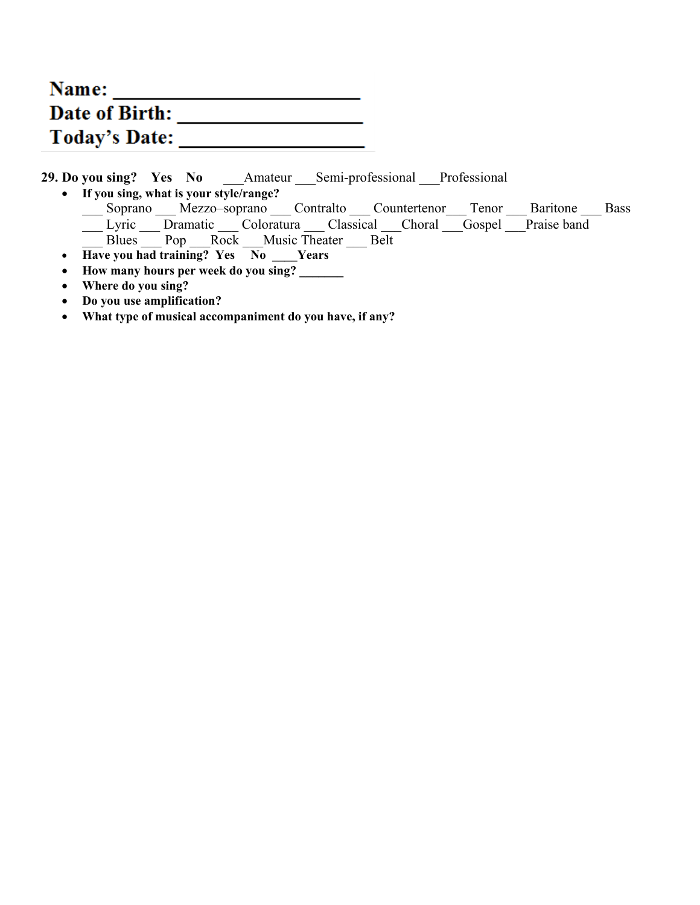**Name: ________________________**
**Date of Birth: __________________**
**Today's Date: __________________**

**29. Do you sing? Yes No** ___Amateur ___Semi-professional ___Professional

- **If you sing, what is your style/range?**
  ___ Soprano ___ Mezzo–soprano ___ Contralto ___ Countertenor___ Tenor ___ Baritone ___ Bass
  ___ Lyric ___ Dramatic ___ Coloratura ___ Classical ___Choral ___Gospel ___Praise band
  ___ Blues ___ Pop ___Rock ___Music Theater ___ Belt
- **Have you had training? Yes No ____Years**
- **How many hours per week do you sing? _______**
- **Where do you sing?**
- **Do you use amplification?**
- **What type of musical accompaniment do you have, if any?**